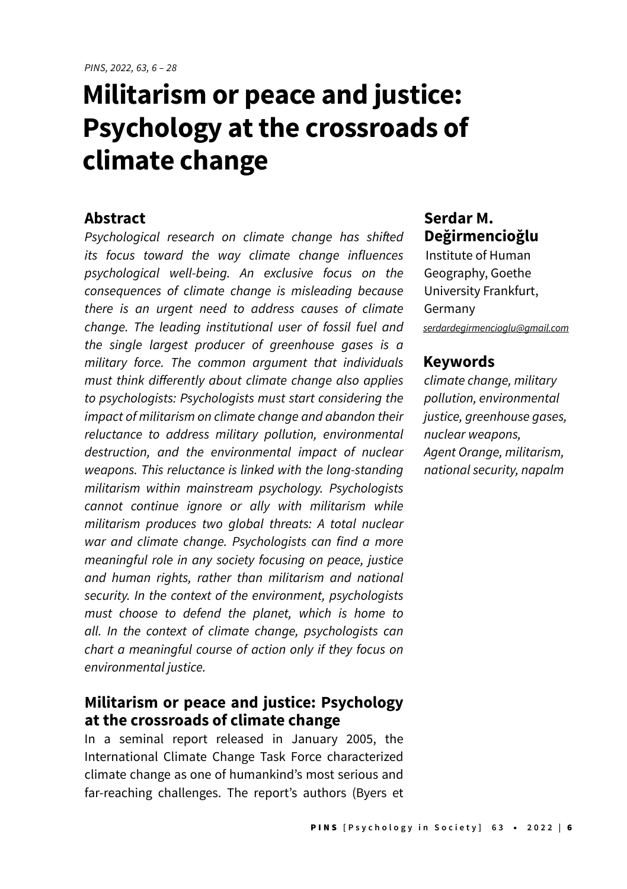# Militarism or peace and justice: Psychology at the crossroads of climate change

**Serdar M. Değirmencioğlu**
Institute of Human Geography, Goethe University Frankfurt, Germany
serdardegirmencioglu@gmail.com

## Abstract

*Psychological research on climate change has shifted its focus toward the way climate change influences psychological well-being. An exclusive focus on the consequences of climate change is misleading because there is an urgent need to address causes of climate change. The leading institutional user of fossil fuel and the single largest producer of greenhouse gases is a military force. The common argument that individuals must think differently about climate change also applies to psychologists: Psychologists must start considering the impact of militarism on climate change and abandon their reluctance to address military pollution, environmental destruction, and the environmental impact of nuclear weapons. This reluctance is linked with the long-standing militarism within mainstream psychology. Psychologists cannot continue ignore or ally with militarism while militarism produces two global threats: A total nuclear war and climate change. Psychologists can find a more meaningful role in any society focusing on peace, justice and human rights, rather than militarism and national security. In the context of the environment, psychologists must choose to defend the planet, which is home to all. In the context of climate change, psychologists can chart a meaningful course of action only if they focus on environmental justice.*

## Keywords

*climate change, military pollution, environmental justice, greenhouse gases, nuclear weapons, Agent Orange, militarism, national security, napalm*

## Militarism or peace and justice: Psychology at the crossroads of climate change

In a seminal report released in January 2005, the International Climate Change Task Force characterized climate change as one of humankind's most serious and far-reaching challenges. The report's authors (Byers et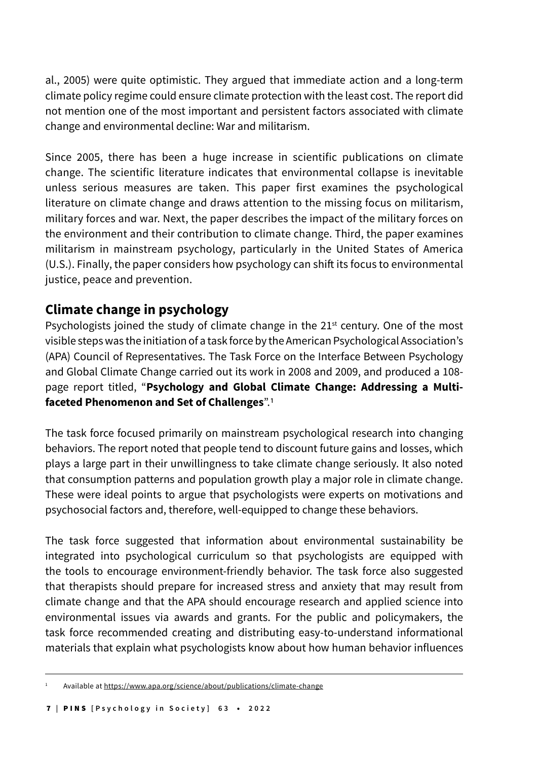al., 2005) were quite optimistic. They argued that immediate action and a long-term climate policy regime could ensure climate protection with the least cost. The report did not mention one of the most important and persistent factors associated with climate change and environmental decline: War and militarism.

Since 2005, there has been a huge increase in scientific publications on climate change. The scientific literature indicates that environmental collapse is inevitable unless serious measures are taken. This paper first examines the psychological literature on climate change and draws attention to the missing focus on militarism, military forces and war. Next, the paper describes the impact of the military forces on the environment and their contribution to climate change. Third, the paper examines militarism in mainstream psychology, particularly in the United States of America (U.S.). Finally, the paper considers how psychology can shift its focus to environmental justice, peace and prevention.

## Climate change in psychology

Psychologists joined the study of climate change in the 21st century. One of the most visible steps was the initiation of a task force by the American Psychological Association's (APA) Council of Representatives. The Task Force on the Interface Between Psychology and Global Climate Change carried out its work in 2008 and 2009, and produced a 108-page report titled, "**Psychology and Global Climate Change: Addressing a Multi-faceted Phenomenon and Set of Challenges**".[1]

The task force focused primarily on mainstream psychological research into changing behaviors. The report noted that people tend to discount future gains and losses, which plays a large part in their unwillingness to take climate change seriously. It also noted that consumption patterns and population growth play a major role in climate change. These were ideal points to argue that psychologists were experts on motivations and psychosocial factors and, therefore, well-equipped to change these behaviors.

The task force suggested that information about environmental sustainability be integrated into psychological curriculum so that psychologists are equipped with the tools to encourage environment-friendly behavior. The task force also suggested that therapists should prepare for increased stress and anxiety that may result from climate change and that the APA should encourage research and applied science into environmental issues via awards and grants. For the public and policymakers, the task force recommended creating and distributing easy-to-understand informational materials that explain what psychologists know about how human behavior influences

---

[1] Available at https://www.apa.org/science/about/publications/climate-change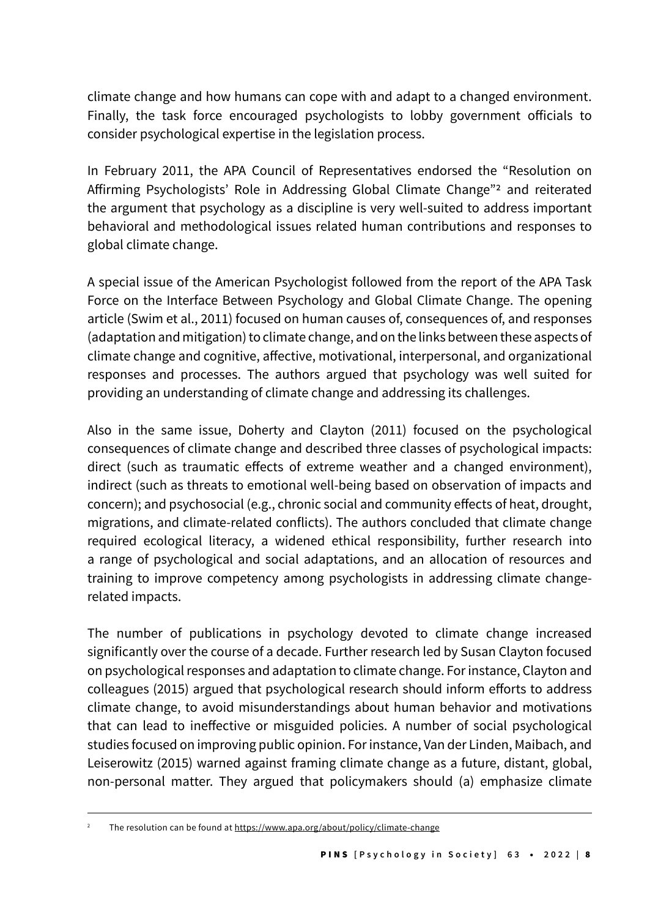climate change and how humans can cope with and adapt to a changed environment. Finally, the task force encouraged psychologists to lobby government officials to consider psychological expertise in the legislation process.

In February 2011, the APA Council of Representatives endorsed the "Resolution on Affirming Psychologists' Role in Addressing Global Climate Change"[2] and reiterated the argument that psychology as a discipline is very well-suited to address important behavioral and methodological issues related human contributions and responses to global climate change.

A special issue of the American Psychologist followed from the report of the APA Task Force on the Interface Between Psychology and Global Climate Change. The opening article (Swim et al., 2011) focused on human causes of, consequences of, and responses (adaptation and mitigation) to climate change, and on the links between these aspects of climate change and cognitive, affective, motivational, interpersonal, and organizational responses and processes. The authors argued that psychology was well suited for providing an understanding of climate change and addressing its challenges.

Also in the same issue, Doherty and Clayton (2011) focused on the psychological consequences of climate change and described three classes of psychological impacts: direct (such as traumatic effects of extreme weather and a changed environment), indirect (such as threats to emotional well-being based on observation of impacts and concern); and psychosocial (e.g., chronic social and community effects of heat, drought, migrations, and climate-related conflicts). The authors concluded that climate change required ecological literacy, a widened ethical responsibility, further research into a range of psychological and social adaptations, and an allocation of resources and training to improve competency among psychologists in addressing climate change-related impacts.

The number of publications in psychology devoted to climate change increased significantly over the course of a decade. Further research led by Susan Clayton focused on psychological responses and adaptation to climate change. For instance, Clayton and colleagues (2015) argued that psychological research should inform efforts to address climate change, to avoid misunderstandings about human behavior and motivations that can lead to ineffective or misguided policies. A number of social psychological studies focused on improving public opinion. For instance, Van der Linden, Maibach, and Leiserowitz (2015) warned against framing climate change as a future, distant, global, non-personal matter. They argued that policymakers should (a) emphasize climate

[2] The resolution can be found at https://www.apa.org/about/policy/climate-change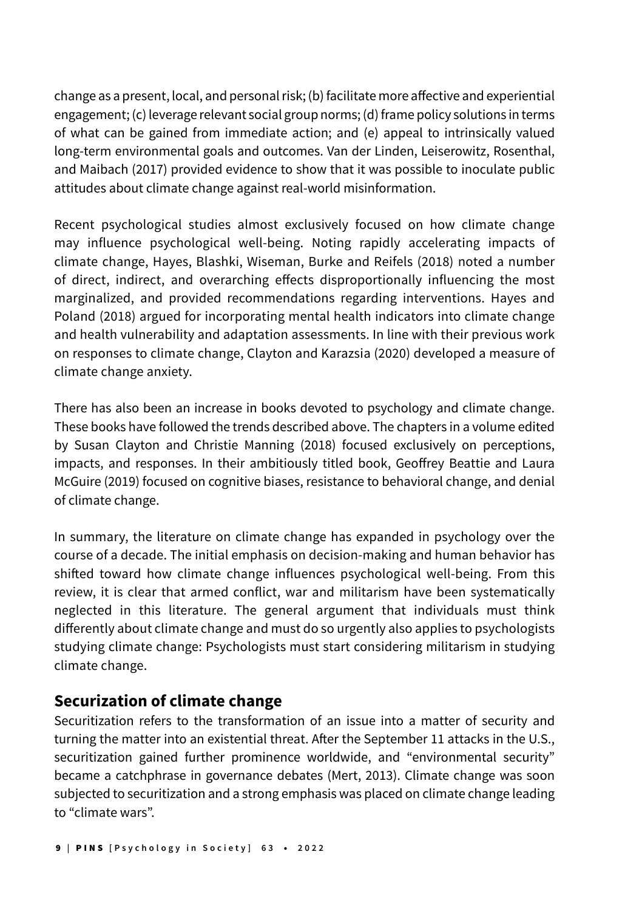change as a present, local, and personal risk; (b) facilitate more affective and experiential engagement; (c) leverage relevant social group norms; (d) frame policy solutions in terms of what can be gained from immediate action; and (e) appeal to intrinsically valued long-term environmental goals and outcomes. Van der Linden, Leiserowitz, Rosenthal, and Maibach (2017) provided evidence to show that it was possible to inoculate public attitudes about climate change against real-world misinformation.

Recent psychological studies almost exclusively focused on how climate change may influence psychological well-being. Noting rapidly accelerating impacts of climate change, Hayes, Blashki, Wiseman, Burke and Reifels (2018) noted a number of direct, indirect, and overarching effects disproportionally influencing the most marginalized, and provided recommendations regarding interventions. Hayes and Poland (2018) argued for incorporating mental health indicators into climate change and health vulnerability and adaptation assessments. In line with their previous work on responses to climate change, Clayton and Karazsia (2020) developed a measure of climate change anxiety.

There has also been an increase in books devoted to psychology and climate change. These books have followed the trends described above. The chapters in a volume edited by Susan Clayton and Christie Manning (2018) focused exclusively on perceptions, impacts, and responses. In their ambitiously titled book, Geoffrey Beattie and Laura McGuire (2019) focused on cognitive biases, resistance to behavioral change, and denial of climate change.

In summary, the literature on climate change has expanded in psychology over the course of a decade. The initial emphasis on decision-making and human behavior has shifted toward how climate change influences psychological well-being. From this review, it is clear that armed conflict, war and militarism have been systematically neglected in this literature. The general argument that individuals must think differently about climate change and must do so urgently also applies to psychologists studying climate change: Psychologists must start considering militarism in studying climate change.

## Securization of climate change

Securitization refers to the transformation of an issue into a matter of security and turning the matter into an existential threat. After the September 11 attacks in the U.S., securitization gained further prominence worldwide, and "environmental security" became a catchphrase in governance debates (Mert, 2013). Climate change was soon subjected to securitization and a strong emphasis was placed on climate change leading to "climate wars".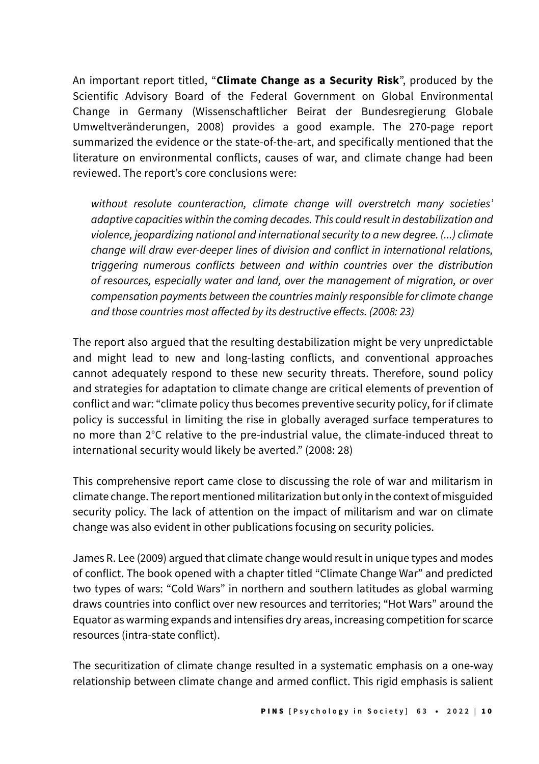An important report titled, "**Climate Change as a Security Risk**", produced by the Scientific Advisory Board of the Federal Government on Global Environmental Change in Germany (Wissenschaftlicher Beirat der Bundesregierung Globale Umweltveränderungen, 2008) provides a good example. The 270-page report summarized the evidence or the state-of-the-art, and specifically mentioned that the literature on environmental conflicts, causes of war, and climate change had been reviewed. The report's core conclusions were:

> *without resolute counteraction, climate change will overstretch many societies' adaptive capacities within the coming decades. This could result in destabilization and violence, jeopardizing national and international security to a new degree. (...) climate change will draw ever-deeper lines of division and conflict in international relations, triggering numerous conflicts between and within countries over the distribution of resources, especially water and land, over the management of migration, or over compensation payments between the countries mainly responsible for climate change and those countries most affected by its destructive effects. (2008: 23)*

The report also argued that the resulting destabilization might be very unpredictable and might lead to new and long-lasting conflicts, and conventional approaches cannot adequately respond to these new security threats. Therefore, sound policy and strategies for adaptation to climate change are critical elements of prevention of conflict and war: "climate policy thus becomes preventive security policy, for if climate policy is successful in limiting the rise in globally averaged surface temperatures to no more than 2°C relative to the pre-industrial value, the climate-induced threat to international security would likely be averted." (2008: 28)

This comprehensive report came close to discussing the role of war and militarism in climate change. The report mentioned militarization but only in the context of misguided security policy. The lack of attention on the impact of militarism and war on climate change was also evident in other publications focusing on security policies.

James R. Lee (2009) argued that climate change would result in unique types and modes of conflict. The book opened with a chapter titled "Climate Change War" and predicted two types of wars: "Cold Wars" in northern and southern latitudes as global warming draws countries into conflict over new resources and territories; "Hot Wars" around the Equator as warming expands and intensifies dry areas, increasing competition for scarce resources (intra-state conflict).

The securitization of climate change resulted in a systematic emphasis on a one-way relationship between climate change and armed conflict. This rigid emphasis is salient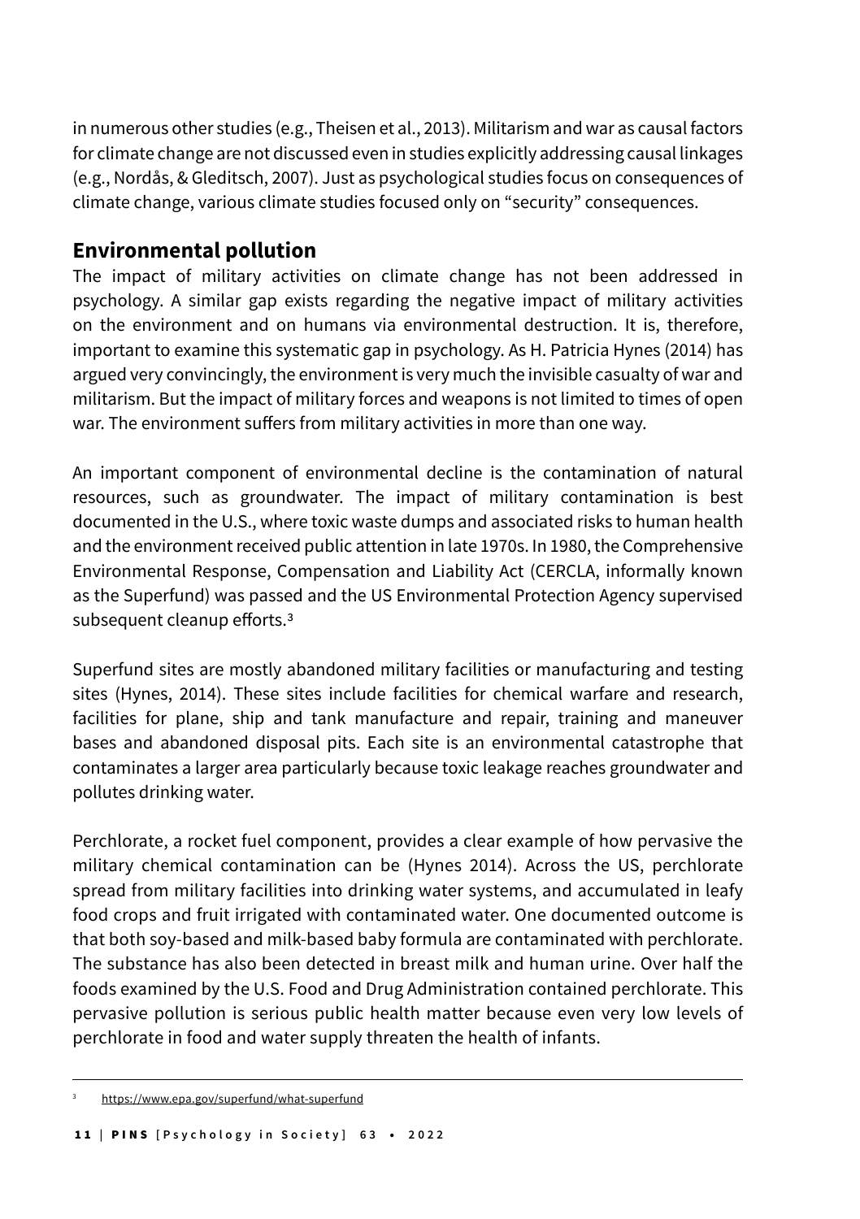in numerous other studies (e.g., Theisen et al., 2013). Militarism and war as causal factors for climate change are not discussed even in studies explicitly addressing causal linkages (e.g., Nordås, & Gleditsch, 2007). Just as psychological studies focus on consequences of climate change, various climate studies focused only on "security" consequences.

## Environmental pollution

The impact of military activities on climate change has not been addressed in psychology. A similar gap exists regarding the negative impact of military activities on the environment and on humans via environmental destruction. It is, therefore, important to examine this systematic gap in psychology. As H. Patricia Hynes (2014) has argued very convincingly, the environment is very much the invisible casualty of war and militarism. But the impact of military forces and weapons is not limited to times of open war. The environment suffers from military activities in more than one way.

An important component of environmental decline is the contamination of natural resources, such as groundwater. The impact of military contamination is best documented in the U.S., where toxic waste dumps and associated risks to human health and the environment received public attention in late 1970s. In 1980, the Comprehensive Environmental Response, Compensation and Liability Act (CERCLA, informally known as the Superfund) was passed and the US Environmental Protection Agency supervised subsequent cleanup efforts.[3]

Superfund sites are mostly abandoned military facilities or manufacturing and testing sites (Hynes, 2014). These sites include facilities for chemical warfare and research, facilities for plane, ship and tank manufacture and repair, training and maneuver bases and abandoned disposal pits. Each site is an environmental catastrophe that contaminates a larger area particularly because toxic leakage reaches groundwater and pollutes drinking water.

Perchlorate, a rocket fuel component, provides a clear example of how pervasive the military chemical contamination can be (Hynes 2014). Across the US, perchlorate spread from military facilities into drinking water systems, and accumulated in leafy food crops and fruit irrigated with contaminated water. One documented outcome is that both soy-based and milk-based baby formula are contaminated with perchlorate. The substance has also been detected in breast milk and human urine. Over half the foods examined by the U.S. Food and Drug Administration contained perchlorate. This pervasive pollution is serious public health matter because even very low levels of perchlorate in food and water supply threaten the health of infants.

---

[3] https://www.epa.gov/superfund/what-superfund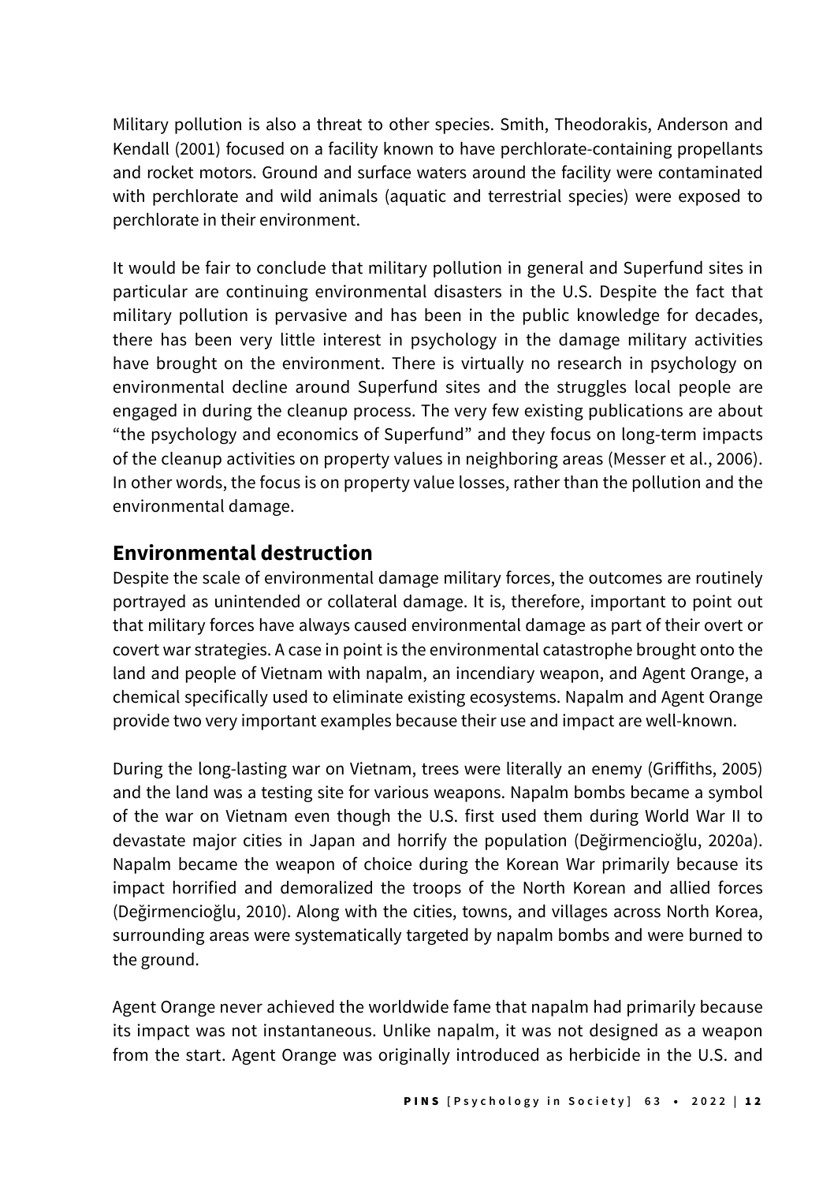Military pollution is also a threat to other species. Smith, Theodorakis, Anderson and Kendall (2001) focused on a facility known to have perchlorate-containing propellants and rocket motors. Ground and surface waters around the facility were contaminated with perchlorate and wild animals (aquatic and terrestrial species) were exposed to perchlorate in their environment.

It would be fair to conclude that military pollution in general and Superfund sites in particular are continuing environmental disasters in the U.S. Despite the fact that military pollution is pervasive and has been in the public knowledge for decades, there has been very little interest in psychology in the damage military activities have brought on the environment. There is virtually no research in psychology on environmental decline around Superfund sites and the struggles local people are engaged in during the cleanup process. The very few existing publications are about "the psychology and economics of Superfund" and they focus on long-term impacts of the cleanup activities on property values in neighboring areas (Messer et al., 2006). In other words, the focus is on property value losses, rather than the pollution and the environmental damage.

## Environmental destruction

Despite the scale of environmental damage military forces, the outcomes are routinely portrayed as unintended or collateral damage. It is, therefore, important to point out that military forces have always caused environmental damage as part of their overt or covert war strategies. A case in point is the environmental catastrophe brought onto the land and people of Vietnam with napalm, an incendiary weapon, and Agent Orange, a chemical specifically used to eliminate existing ecosystems. Napalm and Agent Orange provide two very important examples because their use and impact are well-known.

During the long-lasting war on Vietnam, trees were literally an enemy (Griffiths, 2005) and the land was a testing site for various weapons. Napalm bombs became a symbol of the war on Vietnam even though the U.S. first used them during World War II to devastate major cities in Japan and horrify the population (Değirmencioğlu, 2020a). Napalm became the weapon of choice during the Korean War primarily because its impact horrified and demoralized the troops of the North Korean and allied forces (Değirmencioğlu, 2010). Along with the cities, towns, and villages across North Korea, surrounding areas were systematically targeted by napalm bombs and were burned to the ground.

Agent Orange never achieved the worldwide fame that napalm had primarily because its impact was not instantaneous. Unlike napalm, it was not designed as a weapon from the start. Agent Orange was originally introduced as herbicide in the U.S. and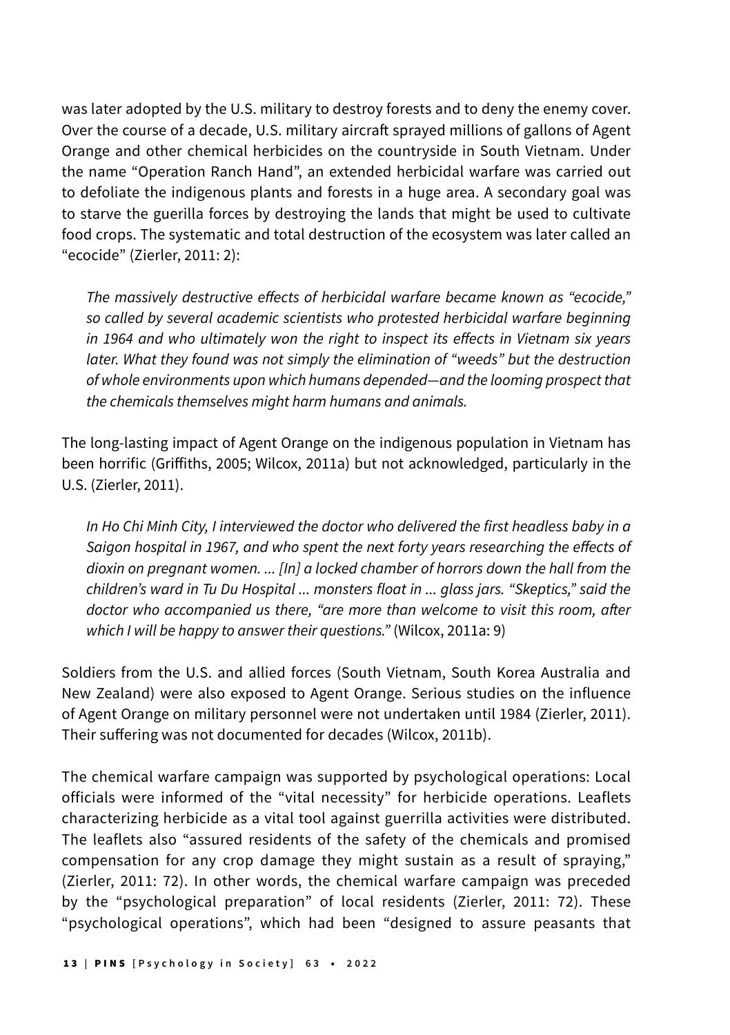was later adopted by the U.S. military to destroy forests and to deny the enemy cover. Over the course of a decade, U.S. military aircraft sprayed millions of gallons of Agent Orange and other chemical herbicides on the countryside in South Vietnam. Under the name "Operation Ranch Hand", an extended herbicidal warfare was carried out to defoliate the indigenous plants and forests in a huge area. A secondary goal was to starve the guerilla forces by destroying the lands that might be used to cultivate food crops. The systematic and total destruction of the ecosystem was later called an "ecocide" (Zierler, 2011: 2):

> *The massively destructive effects of herbicidal warfare became known as "ecocide," so called by several academic scientists who protested herbicidal warfare beginning in 1964 and who ultimately won the right to inspect its effects in Vietnam six years later. What they found was not simply the elimination of "weeds" but the destruction of whole environments upon which humans depended—and the looming prospect that the chemicals themselves might harm humans and animals.*

The long-lasting impact of Agent Orange on the indigenous population in Vietnam has been horrific (Griffiths, 2005; Wilcox, 2011a) but not acknowledged, particularly in the U.S. (Zierler, 2011).

> *In Ho Chi Minh City, I interviewed the doctor who delivered the first headless baby in a Saigon hospital in 1967, and who spent the next forty years researching the effects of dioxin on pregnant women. ... [In] a locked chamber of horrors down the hall from the children's ward in Tu Du Hospital ... monsters float in ... glass jars. "Skeptics," said the doctor who accompanied us there, "are more than welcome to visit this room, after which I will be happy to answer their questions."* (Wilcox, 2011a: 9)

Soldiers from the U.S. and allied forces (South Vietnam, South Korea Australia and New Zealand) were also exposed to Agent Orange. Serious studies on the influence of Agent Orange on military personnel were not undertaken until 1984 (Zierler, 2011). Their suffering was not documented for decades (Wilcox, 2011b).

The chemical warfare campaign was supported by psychological operations: Local officials were informed of the "vital necessity" for herbicide operations. Leaflets characterizing herbicide as a vital tool against guerrilla activities were distributed. The leaflets also "assured residents of the safety of the chemicals and promised compensation for any crop damage they might sustain as a result of spraying," (Zierler, 2011: 72). In other words, the chemical warfare campaign was preceded by the "psychological preparation" of local residents (Zierler, 2011: 72). These "psychological operations", which had been "designed to assure peasants that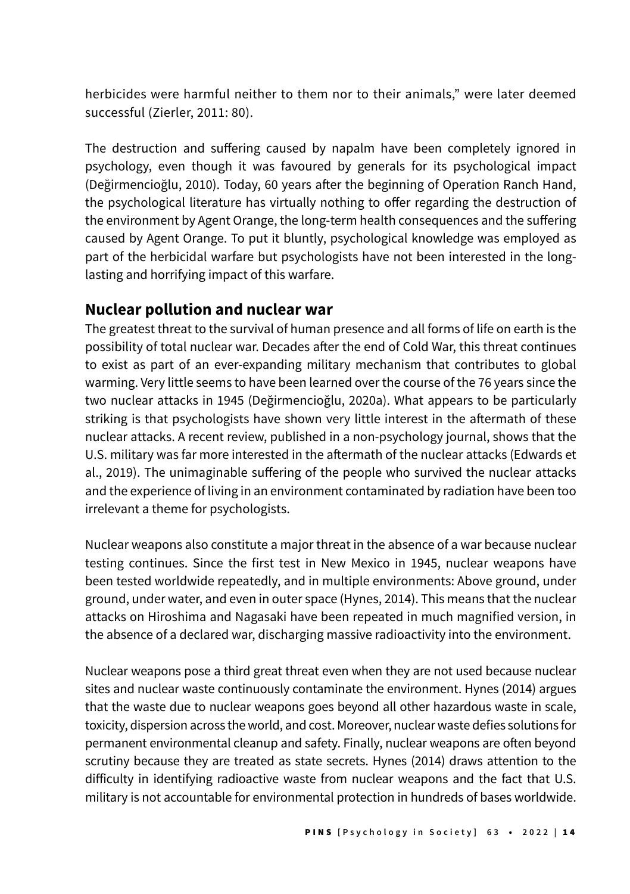herbicides were harmful neither to them nor to their animals," were later deemed successful (Zierler, 2011: 80).

The destruction and suffering caused by napalm have been completely ignored in psychology, even though it was favoured by generals for its psychological impact (Değirmencioğlu, 2010). Today, 60 years after the beginning of Operation Ranch Hand, the psychological literature has virtually nothing to offer regarding the destruction of the environment by Agent Orange, the long-term health consequences and the suffering caused by Agent Orange. To put it bluntly, psychological knowledge was employed as part of the herbicidal warfare but psychologists have not been interested in the long-lasting and horrifying impact of this warfare.

## Nuclear pollution and nuclear war

The greatest threat to the survival of human presence and all forms of life on earth is the possibility of total nuclear war. Decades after the end of Cold War, this threat continues to exist as part of an ever-expanding military mechanism that contributes to global warming. Very little seems to have been learned over the course of the 76 years since the two nuclear attacks in 1945 (Değirmencioğlu, 2020a). What appears to be particularly striking is that psychologists have shown very little interest in the aftermath of these nuclear attacks. A recent review, published in a non-psychology journal, shows that the U.S. military was far more interested in the aftermath of the nuclear attacks (Edwards et al., 2019). The unimaginable suffering of the people who survived the nuclear attacks and the experience of living in an environment contaminated by radiation have been too irrelevant a theme for psychologists.

Nuclear weapons also constitute a major threat in the absence of a war because nuclear testing continues. Since the first test in New Mexico in 1945, nuclear weapons have been tested worldwide repeatedly, and in multiple environments: Above ground, under ground, under water, and even in outer space (Hynes, 2014). This means that the nuclear attacks on Hiroshima and Nagasaki have been repeated in much magnified version, in the absence of a declared war, discharging massive radioactivity into the environment.

Nuclear weapons pose a third great threat even when they are not used because nuclear sites and nuclear waste continuously contaminate the environment. Hynes (2014) argues that the waste due to nuclear weapons goes beyond all other hazardous waste in scale, toxicity, dispersion across the world, and cost. Moreover, nuclear waste defies solutions for permanent environmental cleanup and safety. Finally, nuclear weapons are often beyond scrutiny because they are treated as state secrets. Hynes (2014) draws attention to the difficulty in identifying radioactive waste from nuclear weapons and the fact that U.S. military is not accountable for environmental protection in hundreds of bases worldwide.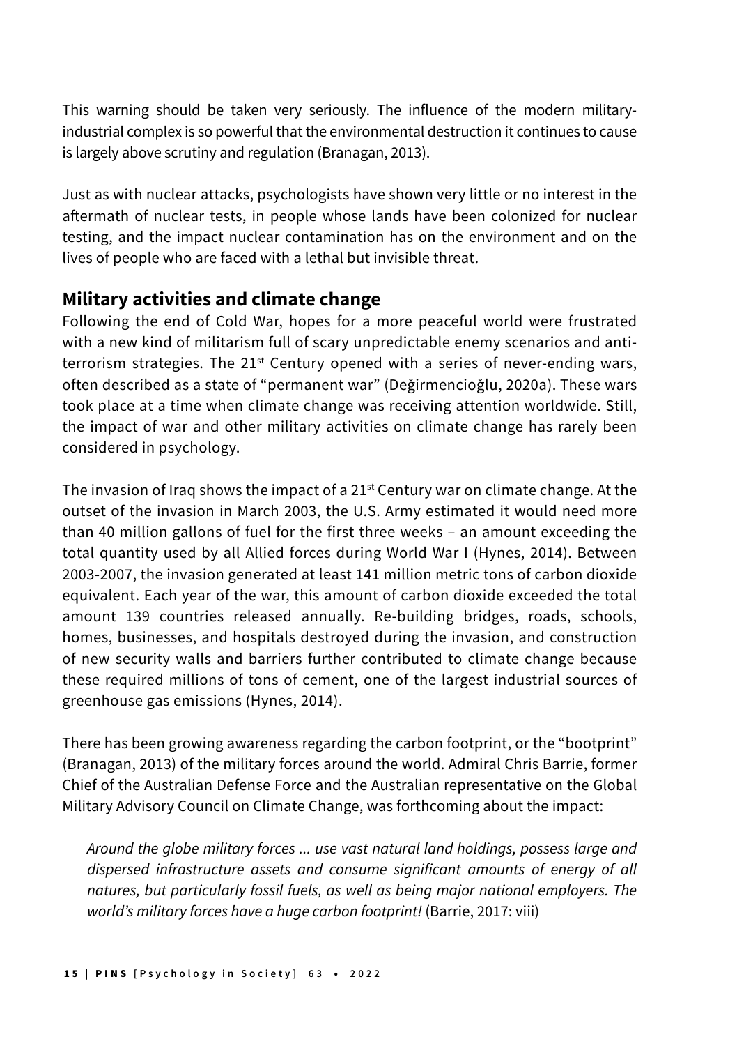This warning should be taken very seriously. The influence of the modern military-industrial complex is so powerful that the environmental destruction it continues to cause is largely above scrutiny and regulation (Branagan, 2013).

Just as with nuclear attacks, psychologists have shown very little or no interest in the aftermath of nuclear tests, in people whose lands have been colonized for nuclear testing, and the impact nuclear contamination has on the environment and on the lives of people who are faced with a lethal but invisible threat.

## Military activities and climate change

Following the end of Cold War, hopes for a more peaceful world were frustrated with a new kind of militarism full of scary unpredictable enemy scenarios and anti-terrorism strategies. The 21st Century opened with a series of never-ending wars, often described as a state of "permanent war" (Değirmencioğlu, 2020a). These wars took place at a time when climate change was receiving attention worldwide. Still, the impact of war and other military activities on climate change has rarely been considered in psychology.

The invasion of Iraq shows the impact of a 21st Century war on climate change. At the outset of the invasion in March 2003, the U.S. Army estimated it would need more than 40 million gallons of fuel for the first three weeks – an amount exceeding the total quantity used by all Allied forces during World War I (Hynes, 2014). Between 2003-2007, the invasion generated at least 141 million metric tons of carbon dioxide equivalent. Each year of the war, this amount of carbon dioxide exceeded the total amount 139 countries released annually. Re-building bridges, roads, schools, homes, businesses, and hospitals destroyed during the invasion, and construction of new security walls and barriers further contributed to climate change because these required millions of tons of cement, one of the largest industrial sources of greenhouse gas emissions (Hynes, 2014).

There has been growing awareness regarding the carbon footprint, or the "bootprint" (Branagan, 2013) of the military forces around the world. Admiral Chris Barrie, former Chief of the Australian Defense Force and the Australian representative on the Global Military Advisory Council on Climate Change, was forthcoming about the impact:

> *Around the globe military forces ... use vast natural land holdings, possess large and dispersed infrastructure assets and consume significant amounts of energy of all natures, but particularly fossil fuels, as well as being major national employers. The world's military forces have a huge carbon footprint!* (Barrie, 2017: viii)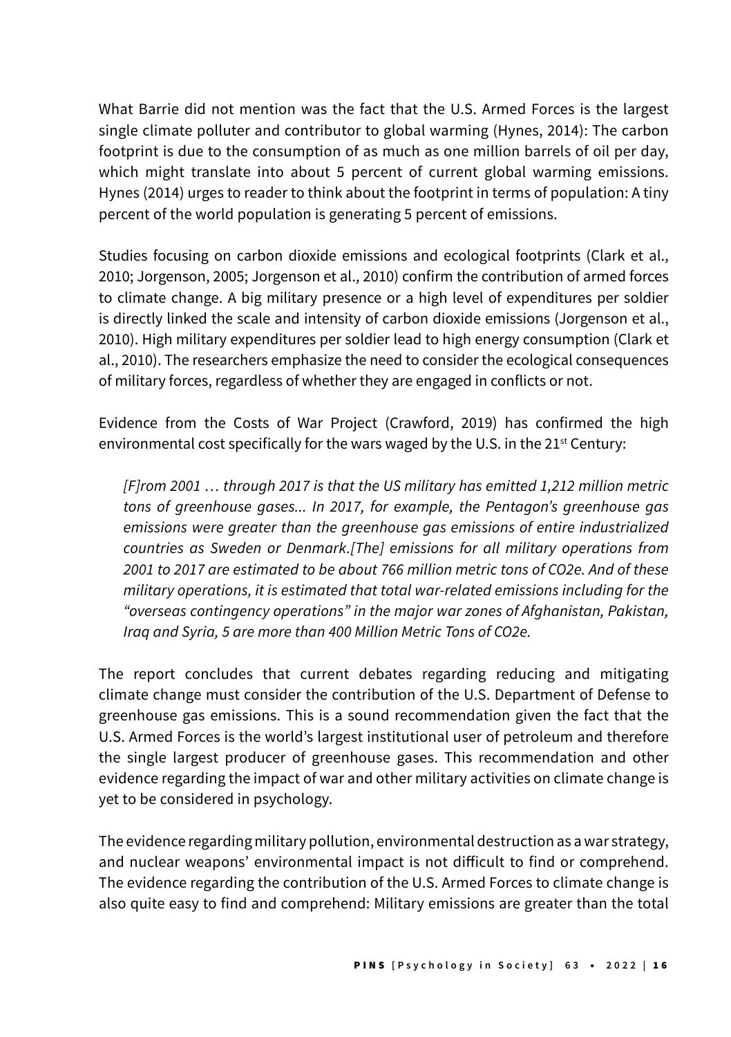What Barrie did not mention was the fact that the U.S. Armed Forces is the largest single climate polluter and contributor to global warming (Hynes, 2014): The carbon footprint is due to the consumption of as much as one million barrels of oil per day, which might translate into about 5 percent of current global warming emissions. Hynes (2014) urges to reader to think about the footprint in terms of population: A tiny percent of the world population is generating 5 percent of emissions.

Studies focusing on carbon dioxide emissions and ecological footprints (Clark et al., 2010; Jorgenson, 2005; Jorgenson et al., 2010) confirm the contribution of armed forces to climate change. A big military presence or a high level of expenditures per soldier is directly linked the scale and intensity of carbon dioxide emissions (Jorgenson et al., 2010). High military expenditures per soldier lead to high energy consumption (Clark et al., 2010). The researchers emphasize the need to consider the ecological consequences of military forces, regardless of whether they are engaged in conflicts or not.

Evidence from the Costs of War Project (Crawford, 2019) has confirmed the high environmental cost specifically for the wars waged by the U.S. in the 21st Century:

> *[F]rom 2001 … through 2017 is that the US military has emitted 1,212 million metric tons of greenhouse gases... In 2017, for example, the Pentagon's greenhouse gas emissions were greater than the greenhouse gas emissions of entire industrialized countries as Sweden or Denmark.[The] emissions for all military operations from 2001 to 2017 are estimated to be about 766 million metric tons of CO2e. And of these military operations, it is estimated that total war-related emissions including for the "overseas contingency operations" in the major war zones of Afghanistan, Pakistan, Iraq and Syria, 5 are more than 400 Million Metric Tons of CO2e.*

The report concludes that current debates regarding reducing and mitigating climate change must consider the contribution of the U.S. Department of Defense to greenhouse gas emissions. This is a sound recommendation given the fact that the U.S. Armed Forces is the world's largest institutional user of petroleum and therefore the single largest producer of greenhouse gases. This recommendation and other evidence regarding the impact of war and other military activities on climate change is yet to be considered in psychology.

The evidence regarding military pollution, environmental destruction as a war strategy, and nuclear weapons' environmental impact is not difficult to find or comprehend. The evidence regarding the contribution of the U.S. Armed Forces to climate change is also quite easy to find and comprehend: Military emissions are greater than the total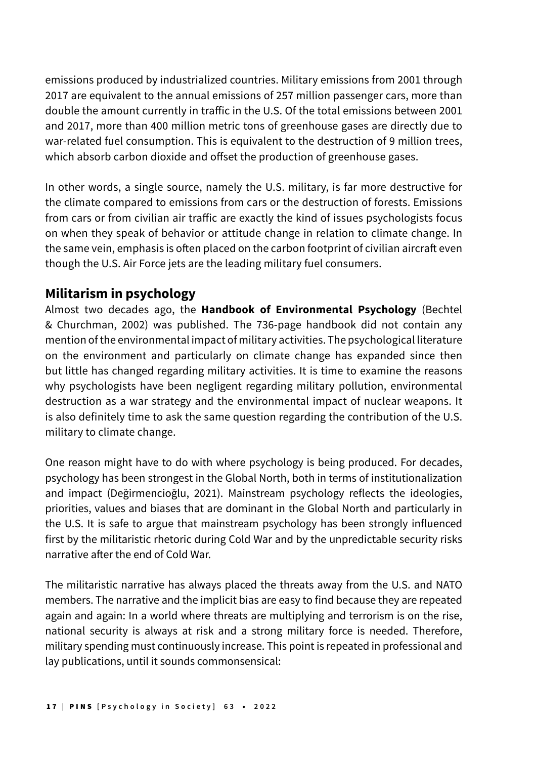emissions produced by industrialized countries. Military emissions from 2001 through 2017 are equivalent to the annual emissions of 257 million passenger cars, more than double the amount currently in traffic in the U.S. Of the total emissions between 2001 and 2017, more than 400 million metric tons of greenhouse gases are directly due to war-related fuel consumption. This is equivalent to the destruction of 9 million trees, which absorb carbon dioxide and offset the production of greenhouse gases.

In other words, a single source, namely the U.S. military, is far more destructive for the climate compared to emissions from cars or the destruction of forests. Emissions from cars or from civilian air traffic are exactly the kind of issues psychologists focus on when they speak of behavior or attitude change in relation to climate change. In the same vein, emphasis is often placed on the carbon footprint of civilian aircraft even though the U.S. Air Force jets are the leading military fuel consumers.

## Militarism in psychology

Almost two decades ago, the **Handbook of Environmental Psychology** (Bechtel & Churchman, 2002) was published. The 736-page handbook did not contain any mention of the environmental impact of military activities. The psychological literature on the environment and particularly on climate change has expanded since then but little has changed regarding military activities. It is time to examine the reasons why psychologists have been negligent regarding military pollution, environmental destruction as a war strategy and the environmental impact of nuclear weapons. It is also definitely time to ask the same question regarding the contribution of the U.S. military to climate change.

One reason might have to do with where psychology is being produced. For decades, psychology has been strongest in the Global North, both in terms of institutionalization and impact (Değirmencioğlu, 2021). Mainstream psychology reflects the ideologies, priorities, values and biases that are dominant in the Global North and particularly in the U.S. It is safe to argue that mainstream psychology has been strongly influenced first by the militaristic rhetoric during Cold War and by the unpredictable security risks narrative after the end of Cold War.

The militaristic narrative has always placed the threats away from the U.S. and NATO members. The narrative and the implicit bias are easy to find because they are repeated again and again: In a world where threats are multiplying and terrorism is on the rise, national security is always at risk and a strong military force is needed. Therefore, military spending must continuously increase. This point is repeated in professional and lay publications, until it sounds commonsensical: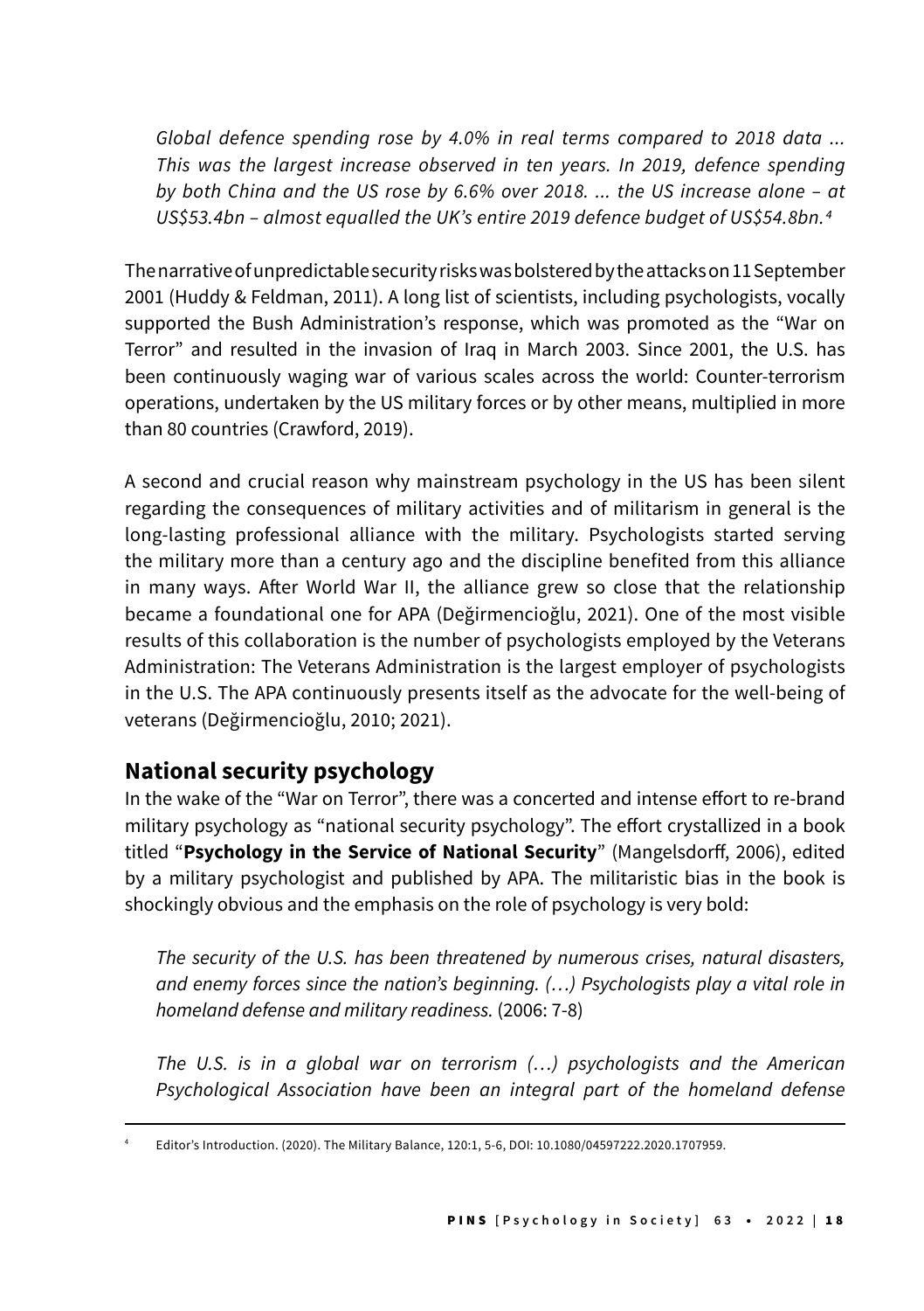*Global defence spending rose by 4.0% in real terms compared to 2018 data ... This was the largest increase observed in ten years. In 2019, defence spending by both China and the US rose by 6.6% over 2018. ... the US increase alone – at US$53.4bn – almost equalled the UK's entire 2019 defence budget of US$54.8bn.*[4]

The narrative of unpredictable security risks was bolstered by the attacks on 11 September 2001 (Huddy & Feldman, 2011). A long list of scientists, including psychologists, vocally supported the Bush Administration's response, which was promoted as the "War on Terror" and resulted in the invasion of Iraq in March 2003. Since 2001, the U.S. has been continuously waging war of various scales across the world: Counter-terrorism operations, undertaken by the US military forces or by other means, multiplied in more than 80 countries (Crawford, 2019).

A second and crucial reason why mainstream psychology in the US has been silent regarding the consequences of military activities and of militarism in general is the long-lasting professional alliance with the military. Psychologists started serving the military more than a century ago and the discipline benefited from this alliance in many ways. After World War II, the alliance grew so close that the relationship became a foundational one for APA (Değirmencioğlu, 2021). One of the most visible results of this collaboration is the number of psychologists employed by the Veterans Administration: The Veterans Administration is the largest employer of psychologists in the U.S. The APA continuously presents itself as the advocate for the well-being of veterans (Değirmencioğlu, 2010; 2021).

## National security psychology

In the wake of the "War on Terror", there was a concerted and intense effort to re-brand military psychology as "national security psychology". The effort crystallized in a book titled "**Psychology in the Service of National Security**" (Mangelsdorff, 2006), edited by a military psychologist and published by APA. The militaristic bias in the book is shockingly obvious and the emphasis on the role of psychology is very bold:

*The security of the U.S. has been threatened by numerous crises, natural disasters, and enemy forces since the nation's beginning. (…) Psychologists play a vital role in homeland defense and military readiness.* (2006: 7-8)

*The U.S. is in a global war on terrorism (…) psychologists and the American Psychological Association have been an integral part of the homeland defense*

[4] Editor's Introduction. (2020). The Military Balance, 120:1, 5-6, DOI: 10.1080/04597222.2020.1707959.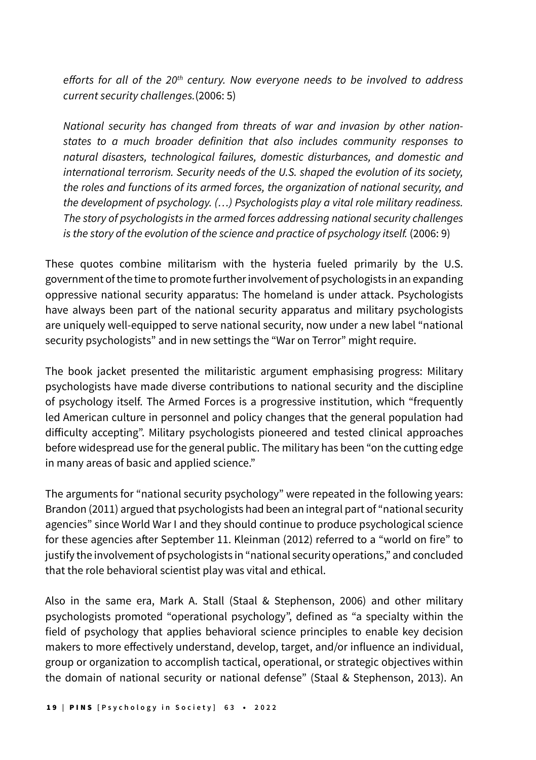*efforts for all of the 20th century. Now everyone needs to be involved to address current security challenges.* (2006: 5)

*National security has changed from threats of war and invasion by other nation-states to a much broader definition that also includes community responses to natural disasters, technological failures, domestic disturbances, and domestic and international terrorism. Security needs of the U.S. shaped the evolution of its society, the roles and functions of its armed forces, the organization of national security, and the development of psychology. (…) Psychologists play a vital role military readiness. The story of psychologists in the armed forces addressing national security challenges is the story of the evolution of the science and practice of psychology itself.* (2006: 9)

These quotes combine militarism with the hysteria fueled primarily by the U.S. government of the time to promote further involvement of psychologists in an expanding oppressive national security apparatus: The homeland is under attack. Psychologists have always been part of the national security apparatus and military psychologists are uniquely well-equipped to serve national security, now under a new label "national security psychologists" and in new settings the "War on Terror" might require.

The book jacket presented the militaristic argument emphasising progress: Military psychologists have made diverse contributions to national security and the discipline of psychology itself. The Armed Forces is a progressive institution, which "frequently led American culture in personnel and policy changes that the general population had difficulty accepting". Military psychologists pioneered and tested clinical approaches before widespread use for the general public. The military has been "on the cutting edge in many areas of basic and applied science."

The arguments for "national security psychology" were repeated in the following years: Brandon (2011) argued that psychologists had been an integral part of "national security agencies" since World War I and they should continue to produce psychological science for these agencies after September 11. Kleinman (2012) referred to a "world on fire" to justify the involvement of psychologists in "national security operations," and concluded that the role behavioral scientist play was vital and ethical.

Also in the same era, Mark A. Stall (Staal & Stephenson, 2006) and other military psychologists promoted "operational psychology", defined as "a specialty within the field of psychology that applies behavioral science principles to enable key decision makers to more effectively understand, develop, target, and/or influence an individual, group or organization to accomplish tactical, operational, or strategic objectives within the domain of national security or national defense" (Staal & Stephenson, 2013). An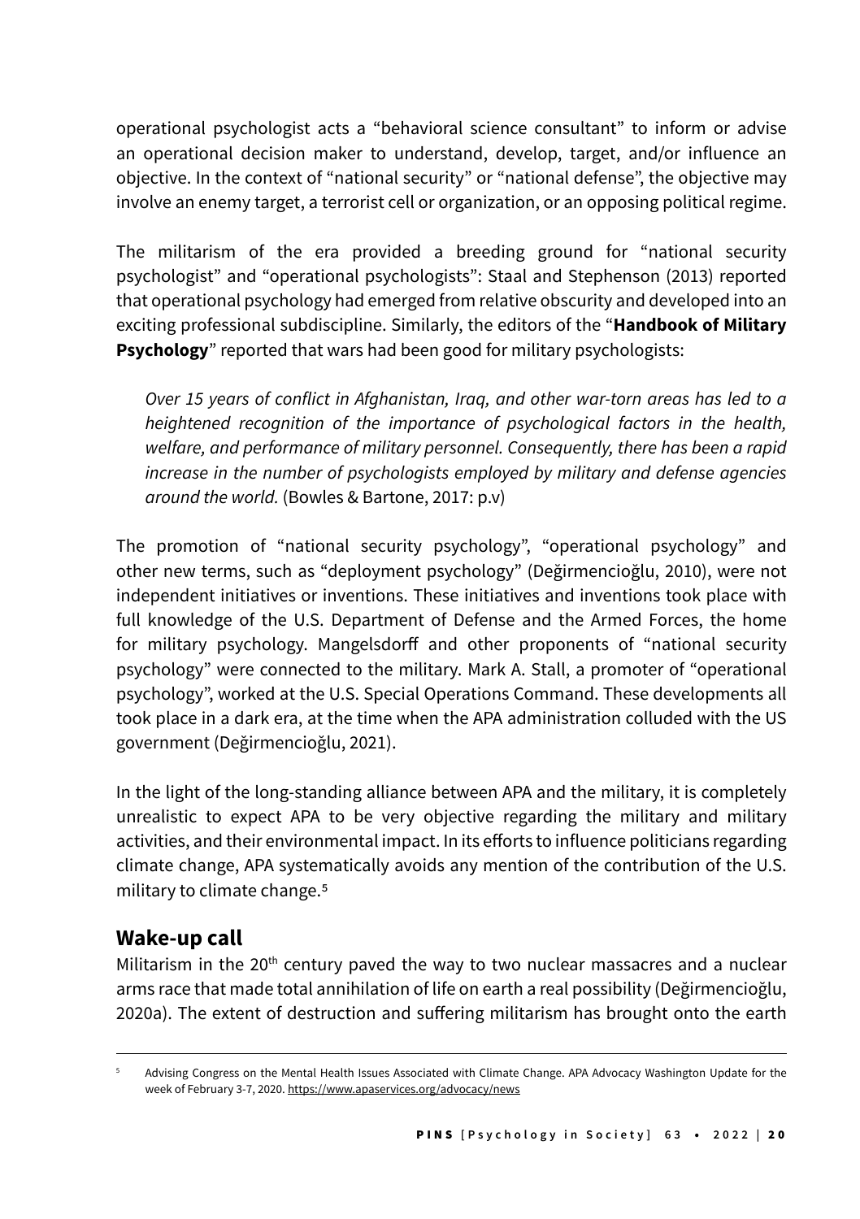operational psychologist acts a "behavioral science consultant" to inform or advise an operational decision maker to understand, develop, target, and/or influence an objective. In the context of "national security" or "national defense", the objective may involve an enemy target, a terrorist cell or organization, or an opposing political regime.

The militarism of the era provided a breeding ground for "national security psychologist" and "operational psychologists": Staal and Stephenson (2013) reported that operational psychology had emerged from relative obscurity and developed into an exciting professional subdiscipline. Similarly, the editors of the "**Handbook of Military Psychology**" reported that wars had been good for military psychologists:

> *Over 15 years of conflict in Afghanistan, Iraq, and other war-torn areas has led to a heightened recognition of the importance of psychological factors in the health, welfare, and performance of military personnel. Consequently, there has been a rapid increase in the number of psychologists employed by military and defense agencies around the world.* (Bowles & Bartone, 2017: p.v)

The promotion of "national security psychology", "operational psychology" and other new terms, such as "deployment psychology" (Değirmencioğlu, 2010), were not independent initiatives or inventions. These initiatives and inventions took place with full knowledge of the U.S. Department of Defense and the Armed Forces, the home for military psychology. Mangelsdorff and other proponents of "national security psychology" were connected to the military. Mark A. Stall, a promoter of "operational psychology", worked at the U.S. Special Operations Command. These developments all took place in a dark era, at the time when the APA administration colluded with the US government (Değirmencioğlu, 2021).

In the light of the long-standing alliance between APA and the military, it is completely unrealistic to expect APA to be very objective regarding the military and military activities, and their environmental impact. In its efforts to influence politicians regarding climate change, APA systematically avoids any mention of the contribution of the U.S. military to climate change.[5]

## Wake-up call

Militarism in the 20th century paved the way to two nuclear massacres and a nuclear arms race that made total annihilation of life on earth a real possibility (Değirmencioğlu, 2020a). The extent of destruction and suffering militarism has brought onto the earth

[5] Advising Congress on the Mental Health Issues Associated with Climate Change. APA Advocacy Washington Update for the week of February 3-7, 2020. https://www.apaservices.org/advocacy/news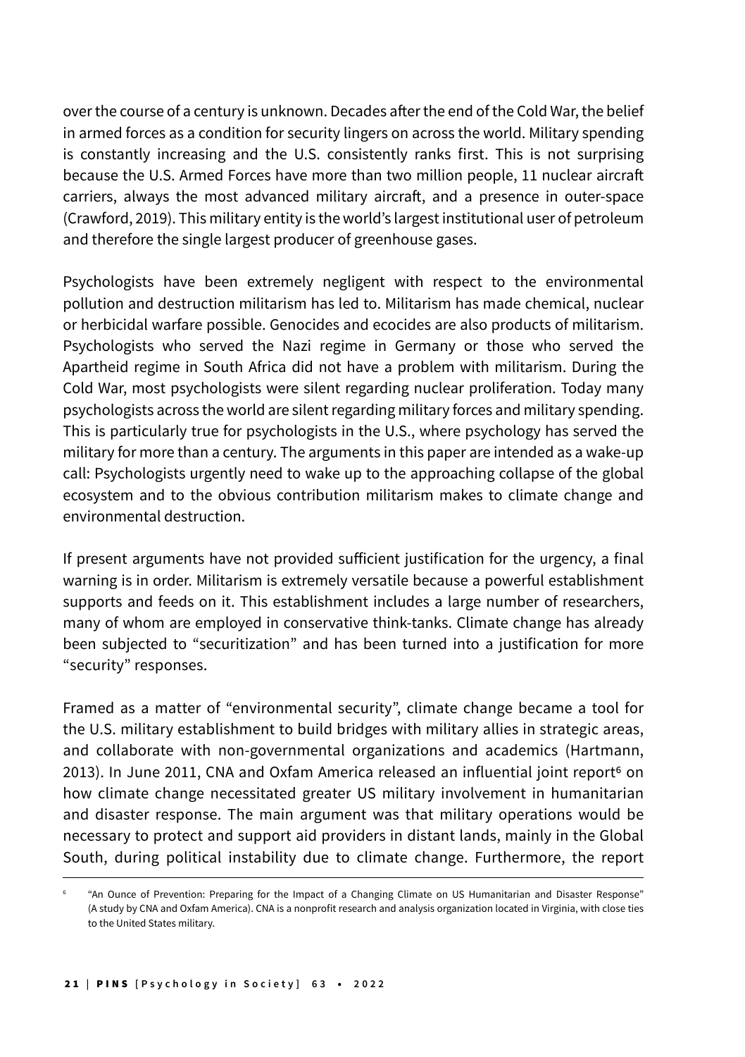over the course of a century is unknown. Decades after the end of the Cold War, the belief in armed forces as a condition for security lingers on across the world. Military spending is constantly increasing and the U.S. consistently ranks first. This is not surprising because the U.S. Armed Forces have more than two million people, 11 nuclear aircraft carriers, always the most advanced military aircraft, and a presence in outer-space (Crawford, 2019). This military entity is the world's largest institutional user of petroleum and therefore the single largest producer of greenhouse gases.

Psychologists have been extremely negligent with respect to the environmental pollution and destruction militarism has led to. Militarism has made chemical, nuclear or herbicidal warfare possible. Genocides and ecocides are also products of militarism. Psychologists who served the Nazi regime in Germany or those who served the Apartheid regime in South Africa did not have a problem with militarism. During the Cold War, most psychologists were silent regarding nuclear proliferation. Today many psychologists across the world are silent regarding military forces and military spending. This is particularly true for psychologists in the U.S., where psychology has served the military for more than a century. The arguments in this paper are intended as a wake-up call: Psychologists urgently need to wake up to the approaching collapse of the global ecosystem and to the obvious contribution militarism makes to climate change and environmental destruction.

If present arguments have not provided sufficient justification for the urgency, a final warning is in order. Militarism is extremely versatile because a powerful establishment supports and feeds on it. This establishment includes a large number of researchers, many of whom are employed in conservative think-tanks. Climate change has already been subjected to "securitization" and has been turned into a justification for more "security" responses.

Framed as a matter of "environmental security", climate change became a tool for the U.S. military establishment to build bridges with military allies in strategic areas, and collaborate with non-governmental organizations and academics (Hartmann, 2013). In June 2011, CNA and Oxfam America released an influential joint report[6] on how climate change necessitated greater US military involvement in humanitarian and disaster response. The main argument was that military operations would be necessary to protect and support aid providers in distant lands, mainly in the Global South, during political instability due to climate change. Furthermore, the report

---

[6] "An Ounce of Prevention: Preparing for the Impact of a Changing Climate on US Humanitarian and Disaster Response" (A study by CNA and Oxfam America). CNA is a nonprofit research and analysis organization located in Virginia, with close ties to the United States military.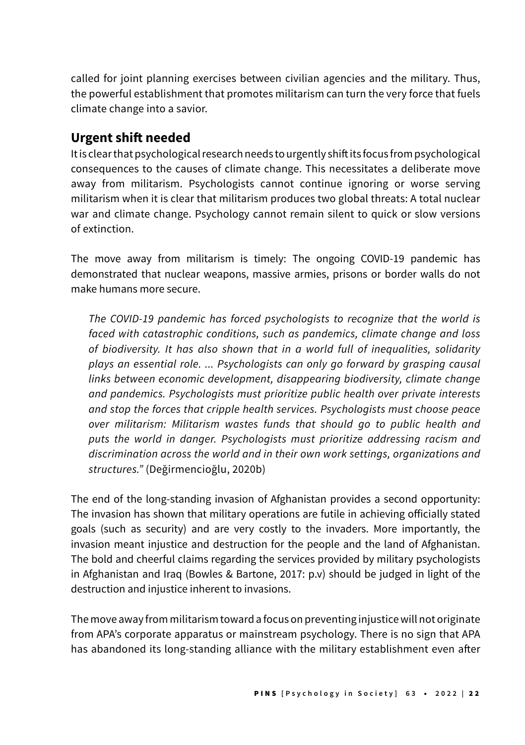called for joint planning exercises between civilian agencies and the military. Thus, the powerful establishment that promotes militarism can turn the very force that fuels climate change into a savior.

## Urgent shift needed

It is clear that psychological research needs to urgently shift its focus from psychological consequences to the causes of climate change. This necessitates a deliberate move away from militarism. Psychologists cannot continue ignoring or worse serving militarism when it is clear that militarism produces two global threats: A total nuclear war and climate change. Psychology cannot remain silent to quick or slow versions of extinction.

The move away from militarism is timely: The ongoing COVID-19 pandemic has demonstrated that nuclear weapons, massive armies, prisons or border walls do not make humans more secure.

> *The COVID-19 pandemic has forced psychologists to recognize that the world is faced with catastrophic conditions, such as pandemics, climate change and loss of biodiversity. It has also shown that in a world full of inequalities, solidarity plays an essential role. ... Psychologists can only go forward by grasping causal links between economic development, disappearing biodiversity, climate change and pandemics. Psychologists must prioritize public health over private interests and stop the forces that cripple health services. Psychologists must choose peace over militarism: Militarism wastes funds that should go to public health and puts the world in danger. Psychologists must prioritize addressing racism and discrimination across the world and in their own work settings, organizations and structures."* (Değirmencioğlu, 2020b)

The end of the long-standing invasion of Afghanistan provides a second opportunity: The invasion has shown that military operations are futile in achieving officially stated goals (such as security) and are very costly to the invaders. More importantly, the invasion meant injustice and destruction for the people and the land of Afghanistan. The bold and cheerful claims regarding the services provided by military psychologists in Afghanistan and Iraq (Bowles & Bartone, 2017: p.v) should be judged in light of the destruction and injustice inherent to invasions.

The move away from militarism toward a focus on preventing injustice will not originate from APA's corporate apparatus or mainstream psychology. There is no sign that APA has abandoned its long-standing alliance with the military establishment even after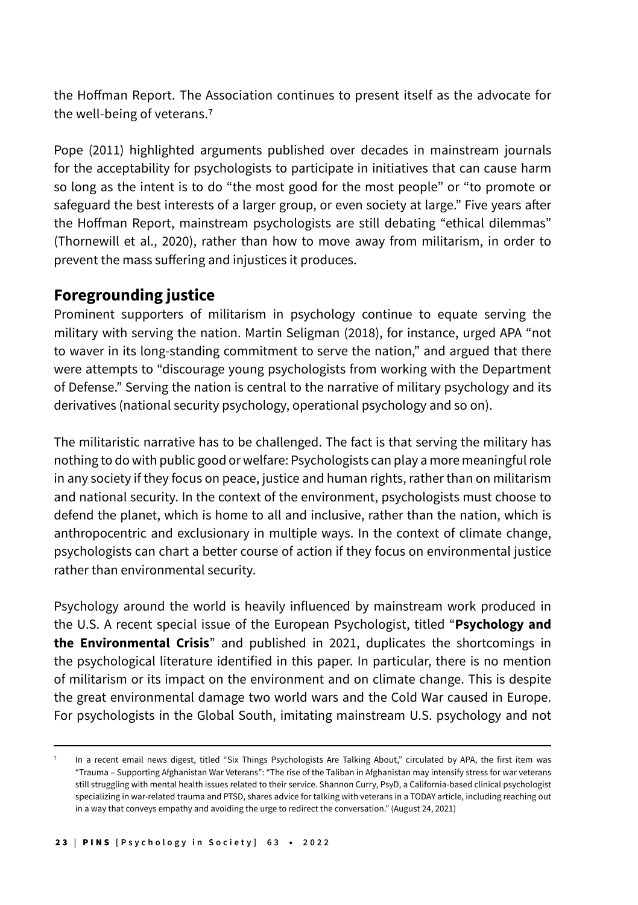the Hoffman Report. The Association continues to present itself as the advocate for the well-being of veterans.[7]

Pope (2011) highlighted arguments published over decades in mainstream journals for the acceptability for psychologists to participate in initiatives that can cause harm so long as the intent is to do "the most good for the most people" or "to promote or safeguard the best interests of a larger group, or even society at large." Five years after the Hoffman Report, mainstream psychologists are still debating "ethical dilemmas" (Thornewill et al., 2020), rather than how to move away from militarism, in order to prevent the mass suffering and injustices it produces.

## Foregrounding justice

Prominent supporters of militarism in psychology continue to equate serving the military with serving the nation. Martin Seligman (2018), for instance, urged APA "not to waver in its long-standing commitment to serve the nation," and argued that there were attempts to "discourage young psychologists from working with the Department of Defense." Serving the nation is central to the narrative of military psychology and its derivatives (national security psychology, operational psychology and so on).

The militaristic narrative has to be challenged. The fact is that serving the military has nothing to do with public good or welfare: Psychologists can play a more meaningful role in any society if they focus on peace, justice and human rights, rather than on militarism and national security. In the context of the environment, psychologists must choose to defend the planet, which is home to all and inclusive, rather than the nation, which is anthropocentric and exclusionary in multiple ways. In the context of climate change, psychologists can chart a better course of action if they focus on environmental justice rather than environmental security.

Psychology around the world is heavily influenced by mainstream work produced in the U.S. A recent special issue of the European Psychologist, titled "**Psychology and the Environmental Crisis**" and published in 2021, duplicates the shortcomings in the psychological literature identified in this paper. In particular, there is no mention of militarism or its impact on the environment and on climate change. This is despite the great environmental damage two world wars and the Cold War caused in Europe. For psychologists in the Global South, imitating mainstream U.S. psychology and not

---

[7] In a recent email news digest, titled "Six Things Psychologists Are Talking About," circulated by APA, the first item was "Trauma – Supporting Afghanistan War Veterans": "The rise of the Taliban in Afghanistan may intensify stress for war veterans still struggling with mental health issues related to their service. Shannon Curry, PsyD, a California-based clinical psychologist specializing in war-related trauma and PTSD, shares advice for talking with veterans in a TODAY article, including reaching out in a way that conveys empathy and avoiding the urge to redirect the conversation." (August 24, 2021)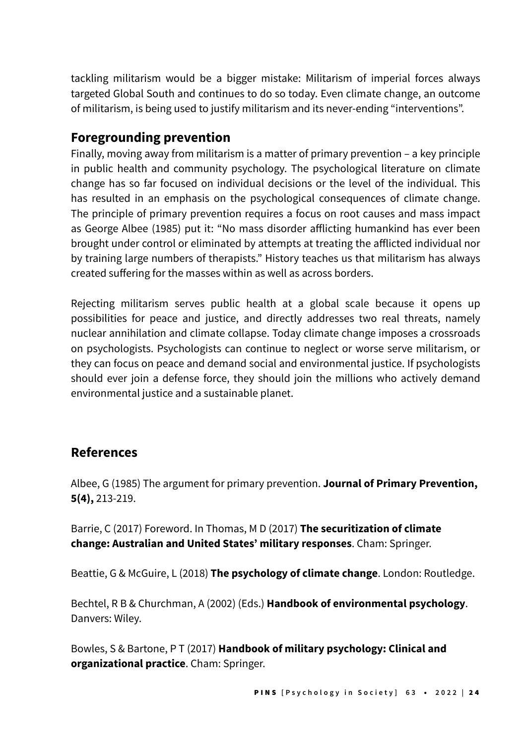tackling militarism would be a bigger mistake: Militarism of imperial forces always targeted Global South and continues to do so today. Even climate change, an outcome of militarism, is being used to justify militarism and its never-ending "interventions".

## Foregrounding prevention

Finally, moving away from militarism is a matter of primary prevention – a key principle in public health and community psychology. The psychological literature on climate change has so far focused on individual decisions or the level of the individual. This has resulted in an emphasis on the psychological consequences of climate change. The principle of primary prevention requires a focus on root causes and mass impact as George Albee (1985) put it: "No mass disorder afflicting humankind has ever been brought under control or eliminated by attempts at treating the afflicted individual nor by training large numbers of therapists." History teaches us that militarism has always created suffering for the masses within as well as across borders.

Rejecting militarism serves public health at a global scale because it opens up possibilities for peace and justice, and directly addresses two real threats, namely nuclear annihilation and climate collapse. Today climate change imposes a crossroads on psychologists. Psychologists can continue to neglect or worse serve militarism, or they can focus on peace and demand social and environmental justice. If psychologists should ever join a defense force, they should join the millions who actively demand environmental justice and a sustainable planet.

## References

Albee, G (1985) The argument for primary prevention. **Journal of Primary Prevention, 5(4),** 213-219.

Barrie, C (2017) Foreword. In Thomas, M D (2017) **The securitization of climate change: Australian and United States' military responses**. Cham: Springer.

Beattie, G & McGuire, L (2018) **The psychology of climate change**. London: Routledge.

Bechtel, R B & Churchman, A (2002) (Eds.) **Handbook of environmental psychology**. Danvers: Wiley.

Bowles, S & Bartone, P T (2017) **Handbook of military psychology: Clinical and organizational practice**. Cham: Springer.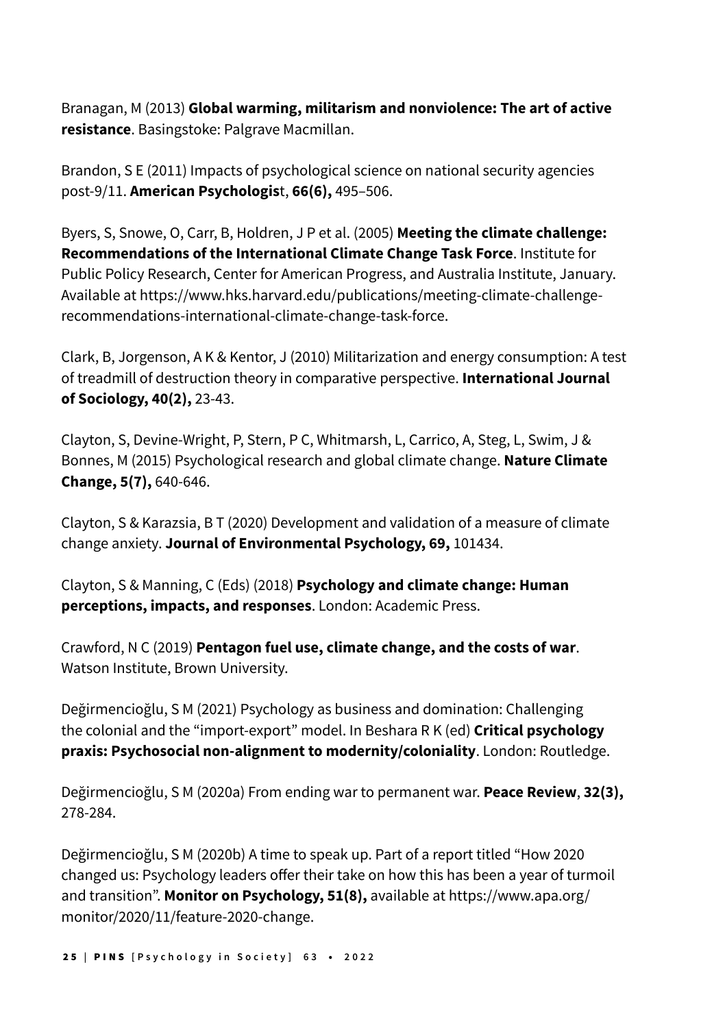Branagan, M (2013) **Global warming, militarism and nonviolence: The art of active resistance**. Basingstoke: Palgrave Macmillan.

Brandon, S E (2011) Impacts of psychological science on national security agencies post-9/11. **American Psychologis**t, **66(6),** 495–506.

Byers, S, Snowe, O, Carr, B, Holdren, J P et al. (2005) **Meeting the climate challenge: Recommendations of the International Climate Change Task Force**. Institute for Public Policy Research, Center for American Progress, and Australia Institute, January. Available at https://www.hks.harvard.edu/publications/meeting-climate-challenge-recommendations-international-climate-change-task-force.

Clark, B, Jorgenson, A K & Kentor, J (2010) Militarization and energy consumption: A test of treadmill of destruction theory in comparative perspective. **International Journal of Sociology, 40(2),** 23-43.

Clayton, S, Devine-Wright, P, Stern, P C, Whitmarsh, L, Carrico, A, Steg, L, Swim, J & Bonnes, M (2015) Psychological research and global climate change. **Nature Climate Change, 5(7),** 640-646.

Clayton, S & Karazsia, B T (2020) Development and validation of a measure of climate change anxiety. **Journal of Environmental Psychology, 69,** 101434.

Clayton, S & Manning, C (Eds) (2018) **Psychology and climate change: Human perceptions, impacts, and responses**. London: Academic Press.

Crawford, N C (2019) **Pentagon fuel use, climate change, and the costs of war**. Watson Institute, Brown University.

Değirmencioğlu, S M (2021) Psychology as business and domination: Challenging the colonial and the "import-export" model. In Beshara R K (ed) **Critical psychology praxis: Psychosocial non-alignment to modernity/coloniality**. London: Routledge.

Değirmencioğlu, S M (2020a) From ending war to permanent war. **Peace Review**, **32(3),** 278-284.

Değirmencioğlu, S M (2020b) A time to speak up. Part of a report titled "How 2020 changed us: Psychology leaders offer their take on how this has been a year of turmoil and transition". **Monitor on Psychology, 51(8),** available at https://www.apa.org/monitor/2020/11/feature-2020-change.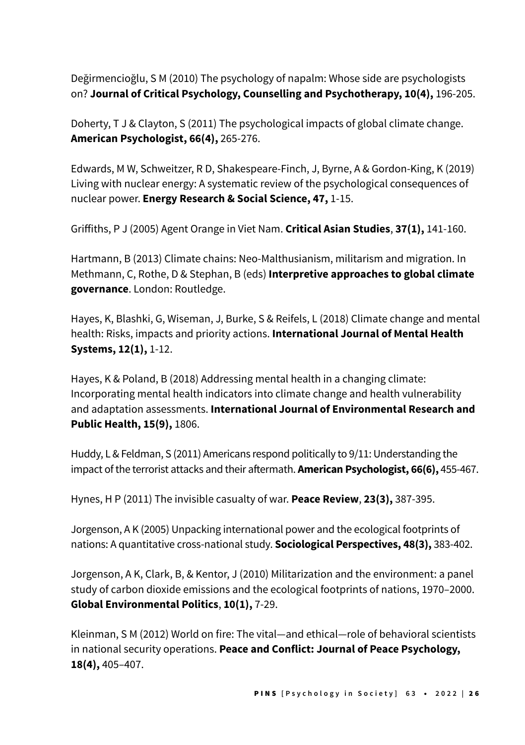Değirmencioğlu, S M (2010) The psychology of napalm: Whose side are psychologists on? **Journal of Critical Psychology, Counselling and Psychotherapy, 10(4),** 196-205.

Doherty, T J & Clayton, S (2011) The psychological impacts of global climate change. **American Psychologist, 66(4),** 265-276.

Edwards, M W, Schweitzer, R D, Shakespeare-Finch, J, Byrne, A & Gordon-King, K (2019) Living with nuclear energy: A systematic review of the psychological consequences of nuclear power. **Energy Research & Social Science, 47,** 1-15.

Griffiths, P J (2005) Agent Orange in Viet Nam. **Critical Asian Studies**, **37(1),** 141-160.

Hartmann, B (2013) Climate chains: Neo-Malthusianism, militarism and migration. In Methmann, C, Rothe, D & Stephan, B (eds) **Interpretive approaches to global climate governance**. London: Routledge.

Hayes, K, Blashki, G, Wiseman, J, Burke, S & Reifels, L (2018) Climate change and mental health: Risks, impacts and priority actions. **International Journal of Mental Health Systems, 12(1),** 1-12.

Hayes, K & Poland, B (2018) Addressing mental health in a changing climate: Incorporating mental health indicators into climate change and health vulnerability and adaptation assessments. **International Journal of Environmental Research and Public Health, 15(9),** 1806.

Huddy, L & Feldman, S (2011) Americans respond politically to 9/11: Understanding the impact of the terrorist attacks and their aftermath. **American Psychologist, 66(6),** 455-467.

Hynes, H P (2011) The invisible casualty of war. **Peace Review**, **23(3),** 387-395.

Jorgenson, A K (2005) Unpacking international power and the ecological footprints of nations: A quantitative cross-national study. **Sociological Perspectives, 48(3),** 383-402.

Jorgenson, A K, Clark, B, & Kentor, J (2010) Militarization and the environment: a panel study of carbon dioxide emissions and the ecological footprints of nations, 1970–2000. **Global Environmental Politics**, **10(1),** 7-29.

Kleinman, S M (2012) World on fire: The vital—and ethical—role of behavioral scientists in national security operations. **Peace and Conflict: Journal of Peace Psychology, 18(4),** 405–407.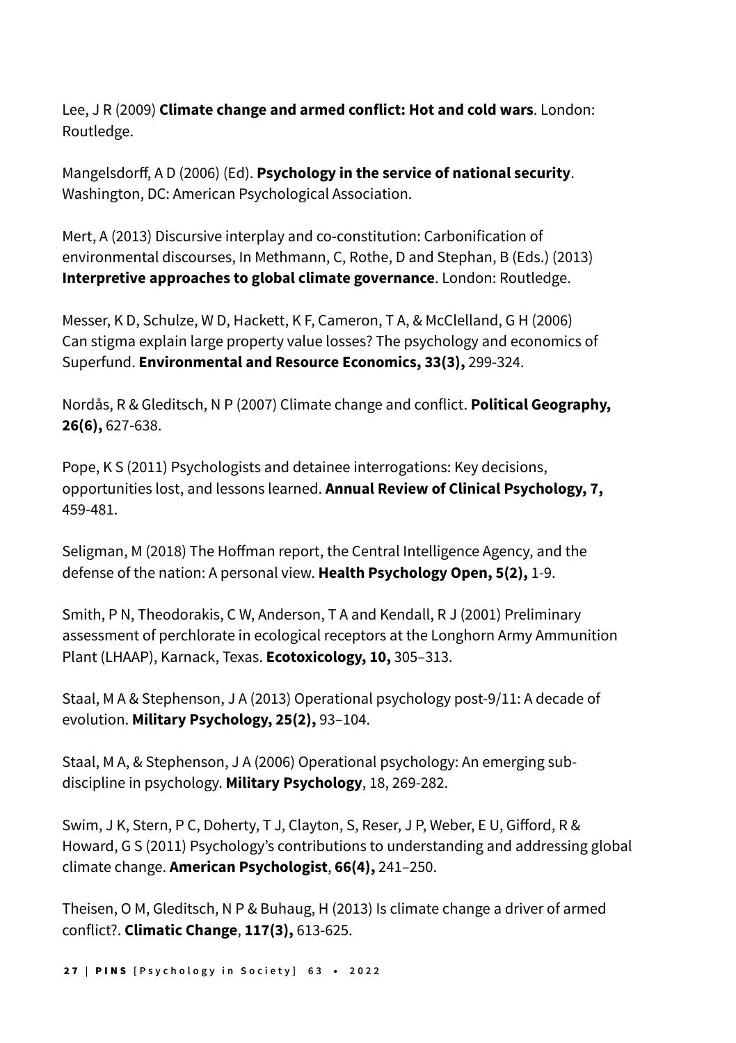Lee, J R (2009) **Climate change and armed conflict: Hot and cold wars**. London: Routledge.

Mangelsdorff, A D (2006) (Ed). **Psychology in the service of national security**. Washington, DC: American Psychological Association.

Mert, A (2013) Discursive interplay and co-constitution: Carbonification of environmental discourses, In Methmann, C, Rothe, D and Stephan, B (Eds.) (2013) **Interpretive approaches to global climate governance**. London: Routledge.

Messer, K D, Schulze, W D, Hackett, K F, Cameron, T A, & McClelland, G H (2006) Can stigma explain large property value losses? The psychology and economics of Superfund. **Environmental and Resource Economics, 33(3),** 299-324.

Nordås, R & Gleditsch, N P (2007) Climate change and conflict. **Political Geography, 26(6),** 627-638.

Pope, K S (2011) Psychologists and detainee interrogations: Key decisions, opportunities lost, and lessons learned. **Annual Review of Clinical Psychology, 7,** 459-481.

Seligman, M (2018) The Hoffman report, the Central Intelligence Agency, and the defense of the nation: A personal view. **Health Psychology Open, 5(2),** 1-9.

Smith, P N, Theodorakis, C W, Anderson, T A and Kendall, R J (2001) Preliminary assessment of perchlorate in ecological receptors at the Longhorn Army Ammunition Plant (LHAAP), Karnack, Texas. **Ecotoxicology, 10,** 305–313.

Staal, M A & Stephenson, J A (2013) Operational psychology post-9/11: A decade of evolution. **Military Psychology, 25(2),** 93–104.

Staal, M A, & Stephenson, J A (2006) Operational psychology: An emerging sub-discipline in psychology. **Military Psychology**, 18, 269-282.

Swim, J K, Stern, P C, Doherty, T J, Clayton, S, Reser, J P, Weber, E U, Gifford, R & Howard, G S (2011) Psychology's contributions to understanding and addressing global climate change. **American Psychologist**, **66(4),** 241–250.

Theisen, O M, Gleditsch, N P & Buhaug, H (2013) Is climate change a driver of armed conflict?. **Climatic Change**, **117(3),** 613-625.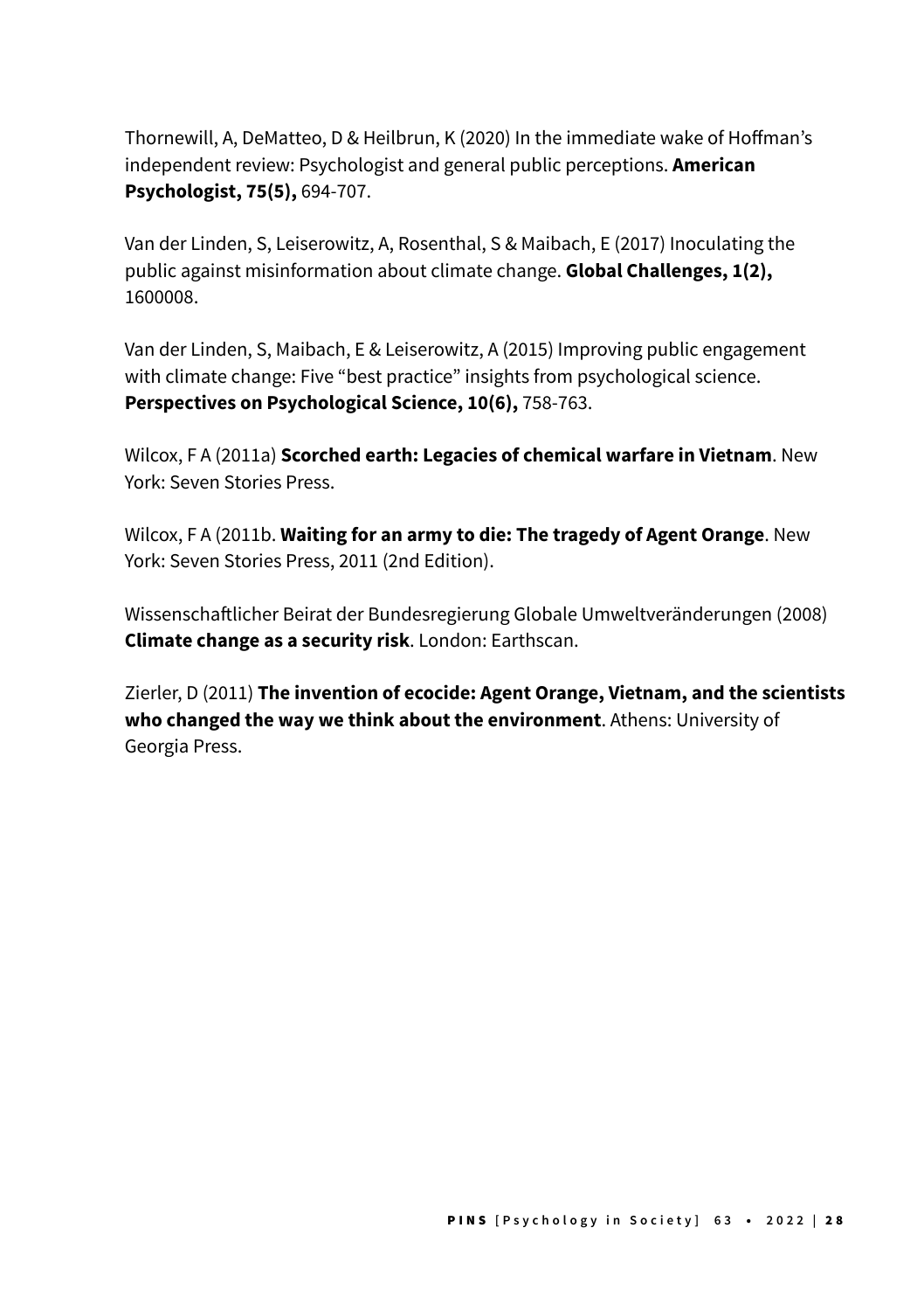Thornewill, A, DeMatteo, D & Heilbrun, K (2020) In the immediate wake of Hoffman's independent review: Psychologist and general public perceptions. **American Psychologist, 75(5),** 694-707.

Van der Linden, S, Leiserowitz, A, Rosenthal, S & Maibach, E (2017) Inoculating the public against misinformation about climate change. **Global Challenges, 1(2),** 1600008.

Van der Linden, S, Maibach, E & Leiserowitz, A (2015) Improving public engagement with climate change: Five "best practice" insights from psychological science. **Perspectives on Psychological Science, 10(6),** 758-763.

Wilcox, F A (2011a) **Scorched earth: Legacies of chemical warfare in Vietnam**. New York: Seven Stories Press.

Wilcox, F A (2011b. **Waiting for an army to die: The tragedy of Agent Orange**. New York: Seven Stories Press, 2011 (2nd Edition).

Wissenschaftlicher Beirat der Bundesregierung Globale Umweltveränderungen (2008) **Climate change as a security risk**. London: Earthscan.

Zierler, D (2011) **The invention of ecocide: Agent Orange, Vietnam, and the scientists who changed the way we think about the environment**. Athens: University of Georgia Press.